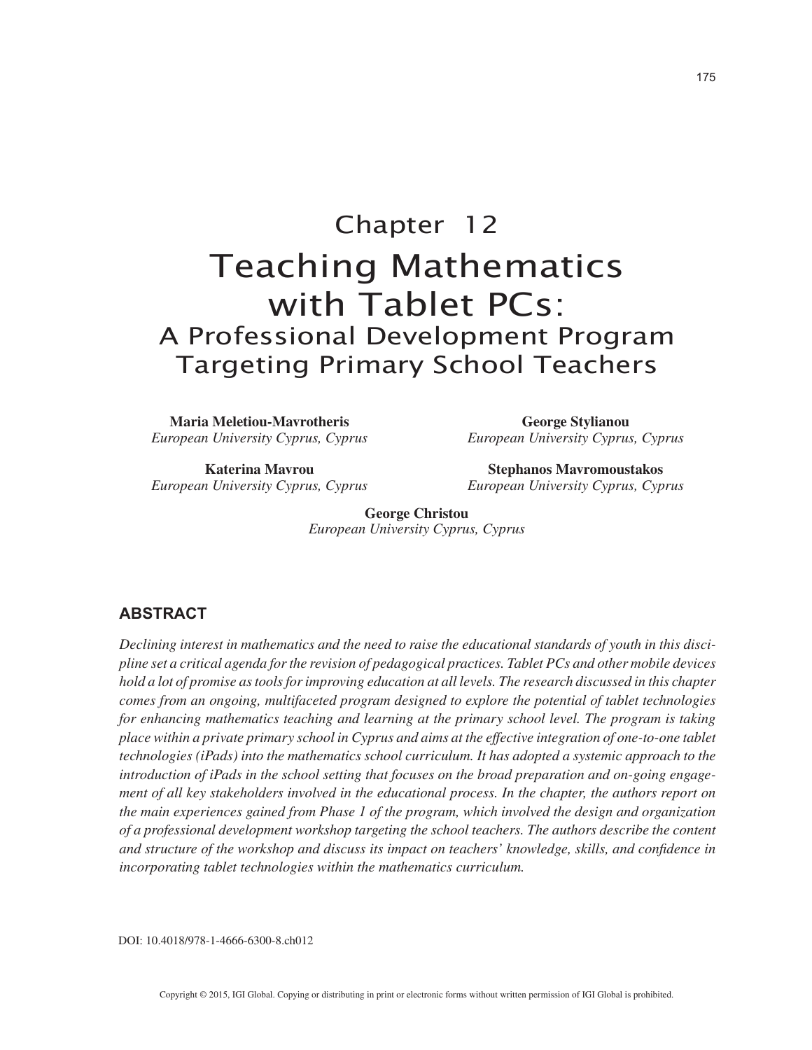# Chapter 12

# Teaching Mathematics with Tablet PCs:

## A Professional Development Program Targeting Primary School Teachers

**Maria Meletiou-Mavrotheris**
*European University Cyprus, Cyprus*

**George Stylianou**
*European University Cyprus, Cyprus*

**Katerina Mavrou**
*European University Cyprus, Cyprus*

**Stephanos Mavromoustakos**
*European University Cyprus, Cyprus*

**George Christou**
*European University Cyprus, Cyprus*

## ABSTRACT

*Declining interest in mathematics and the need to raise the educational standards of youth in this discipline set a critical agenda for the revision of pedagogical practices. Tablet PCs and other mobile devices hold a lot of promise as tools for improving education at all levels. The research discussed in this chapter comes from an ongoing, multifaceted program designed to explore the potential of tablet technologies for enhancing mathematics teaching and learning at the primary school level. The program is taking place within a private primary school in Cyprus and aims at the effective integration of one-to-one tablet technologies (iPads) into the mathematics school curriculum. It has adopted a systemic approach to the introduction of iPads in the school setting that focuses on the broad preparation and on-going engagement of all key stakeholders involved in the educational process. In the chapter, the authors report on the main experiences gained from Phase 1 of the program, which involved the design and organization of a professional development workshop targeting the school teachers. The authors describe the content and structure of the workshop and discuss its impact on teachers' knowledge, skills, and confidence in incorporating tablet technologies within the mathematics curriculum.*

DOI: 10.4018/978-1-4666-6300-8.ch012

Copyright © 2015, IGI Global. Copying or distributing in print or electronic forms without written permission of IGI Global is prohibited.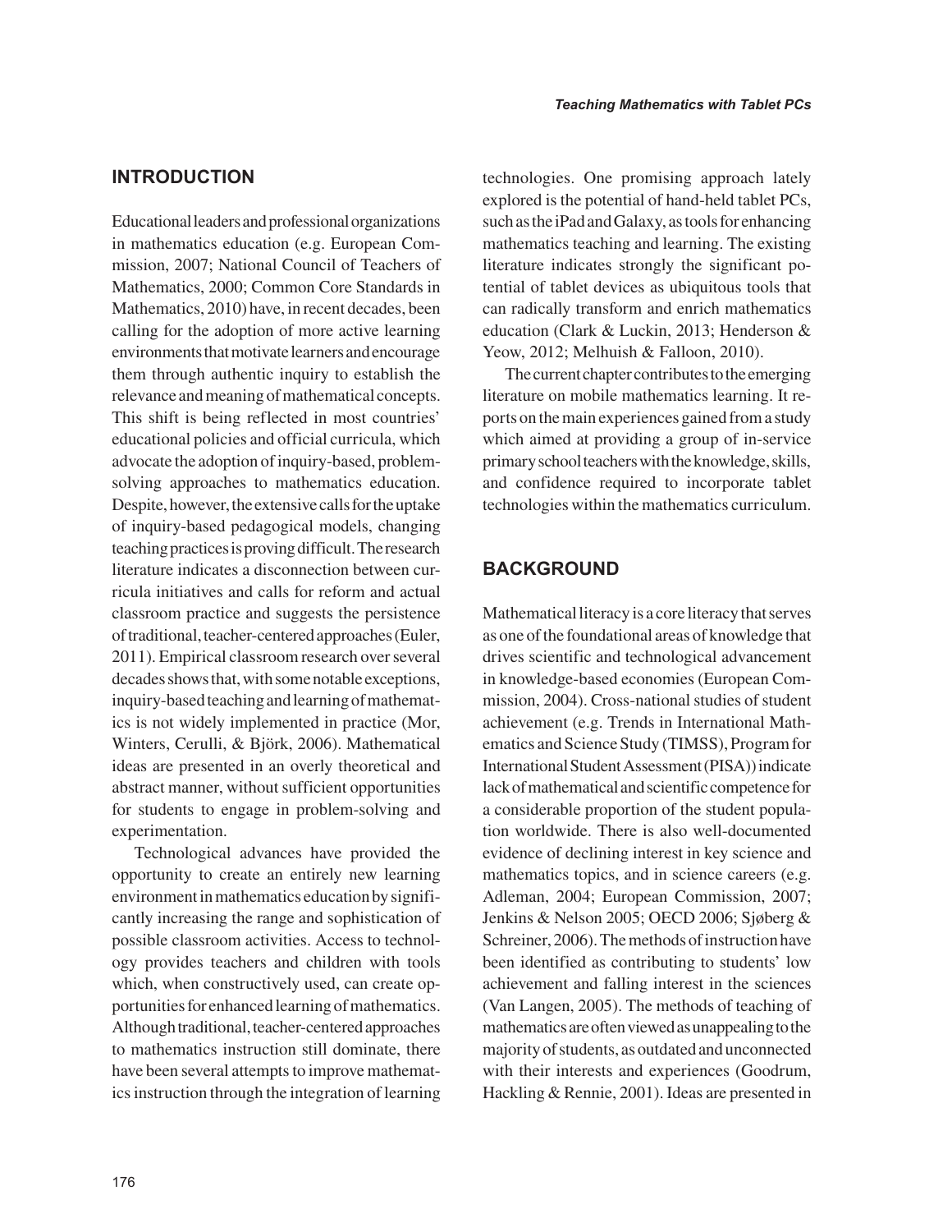## INTRODUCTION

Educational leaders and professional organizations in mathematics education (e.g. European Commission, 2007; National Council of Teachers of Mathematics, 2000; Common Core Standards in Mathematics, 2010) have, in recent decades, been calling for the adoption of more active learning environments that motivate learners and encourage them through authentic inquiry to establish the relevance and meaning of mathematical concepts. This shift is being reflected in most countries' educational policies and official curricula, which advocate the adoption of inquiry-based, problem-solving approaches to mathematics education. Despite, however, the extensive calls for the uptake of inquiry-based pedagogical models, changing teaching practices is proving difficult. The research literature indicates a disconnection between curricula initiatives and calls for reform and actual classroom practice and suggests the persistence of traditional, teacher-centered approaches (Euler, 2011). Empirical classroom research over several decades shows that, with some notable exceptions, inquiry-based teaching and learning of mathematics is not widely implemented in practice (Mor, Winters, Cerulli, & Björk, 2006). Mathematical ideas are presented in an overly theoretical and abstract manner, without sufficient opportunities for students to engage in problem-solving and experimentation.

Technological advances have provided the opportunity to create an entirely new learning environment in mathematics education by significantly increasing the range and sophistication of possible classroom activities. Access to technology provides teachers and children with tools which, when constructively used, can create opportunities for enhanced learning of mathematics. Although traditional, teacher-centered approaches to mathematics instruction still dominate, there have been several attempts to improve mathematics instruction through the integration of learning technologies. One promising approach lately explored is the potential of hand-held tablet PCs, such as the iPad and Galaxy, as tools for enhancing mathematics teaching and learning. The existing literature indicates strongly the significant potential of tablet devices as ubiquitous tools that can radically transform and enrich mathematics education (Clark & Luckin, 2013; Henderson & Yeow, 2012; Melhuish & Falloon, 2010).

The current chapter contributes to the emerging literature on mobile mathematics learning. It reports on the main experiences gained from a study which aimed at providing a group of in-service primary school teachers with the knowledge, skills, and confidence required to incorporate tablet technologies within the mathematics curriculum.

## BACKGROUND

Mathematical literacy is a core literacy that serves as one of the foundational areas of knowledge that drives scientific and technological advancement in knowledge-based economies (European Commission, 2004). Cross-national studies of student achievement (e.g. Trends in International Mathematics and Science Study (TIMSS), Program for International Student Assessment (PISA)) indicate lack of mathematical and scientific competence for a considerable proportion of the student population worldwide. There is also well-documented evidence of declining interest in key science and mathematics topics, and in science careers (e.g. Adleman, 2004; European Commission, 2007; Jenkins & Nelson 2005; OECD 2006; Sjøberg & Schreiner, 2006). The methods of instruction have been identified as contributing to students' low achievement and falling interest in the sciences (Van Langen, 2005). The methods of teaching of mathematics are often viewed as unappealing to the majority of students, as outdated and unconnected with their interests and experiences (Goodrum, Hackling & Rennie, 2001). Ideas are presented in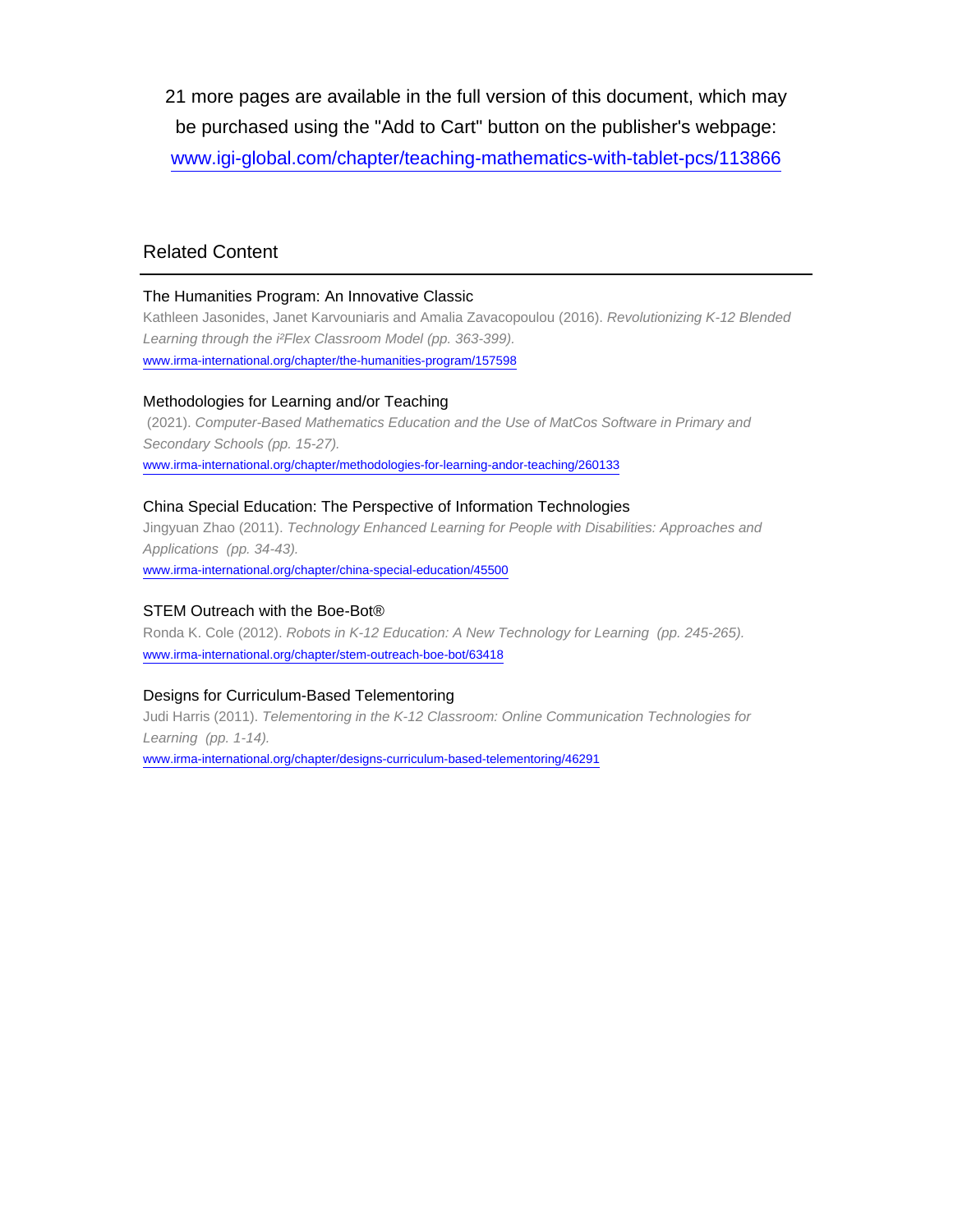21 more pages are available in the full version of this document, which may be purchased using the "Add to Cart" button on the publisher's webpage: www.igi-global.com/chapter/teaching-mathematics-with-tablet-pcs/113866

## Related Content

### The Humanities Program: An Innovative Classic

Kathleen Jasonides, Janet Karvouniaris and Amalia Zavacopoulou (2016). *Revolutionizing K-12 Blended Learning through the i²Flex Classroom Model (pp. 363-399).*

www.irma-international.org/chapter/the-humanities-program/157598

### Methodologies for Learning and/or Teaching

(2021). *Computer-Based Mathematics Education and the Use of MatCos Software in Primary and Secondary Schools (pp. 15-27).*

www.irma-international.org/chapter/methodologies-for-learning-andor-teaching/260133

### China Special Education: The Perspective of Information Technologies

Jingyuan Zhao (2011). *Technology Enhanced Learning for People with Disabilities: Approaches and Applications (pp. 34-43).*

www.irma-international.org/chapter/china-special-education/45500

### STEM Outreach with the Boe-Bot®

Ronda K. Cole (2012). *Robots in K-12 Education: A New Technology for Learning (pp. 245-265).*

www.irma-international.org/chapter/stem-outreach-boe-bot/63418

### Designs for Curriculum-Based Telementoring

Judi Harris (2011). *Telementoring in the K-12 Classroom: Online Communication Technologies for Learning (pp. 1-14).*

www.irma-international.org/chapter/designs-curriculum-based-telementoring/46291